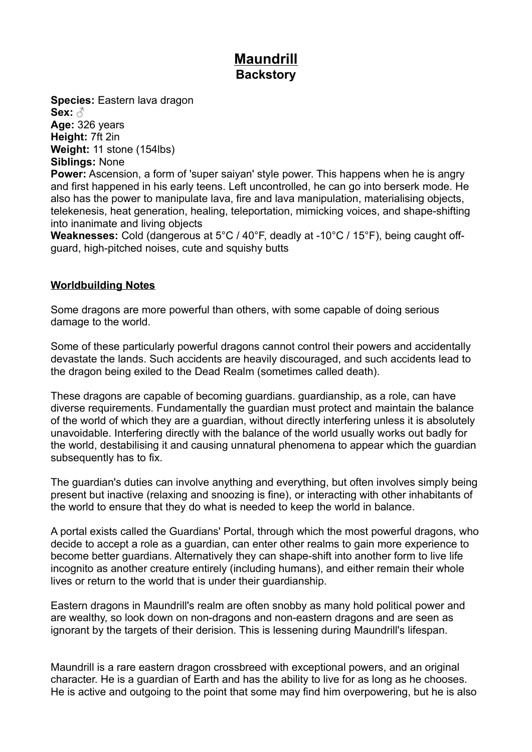# Maundrill

## Backstory

**Species:** Eastern lava dragon
**Sex:** ♂
**Age:** 326 years
**Height:** 7ft 2in
**Weight:** 11 stone (154lbs)
**Siblings:** None
**Power:** Ascension, a form of 'super saiyan' style power. This happens when he is angry and first happened in his early teens. Left uncontrolled, he can go into berserk mode. He also has the power to manipulate lava, fire and lava manipulation, materialising objects, telekenesis, heat generation, healing, teleportation, mimicking voices, and shape-shifting into inanimate and living objects
**Weaknesses:** Cold (dangerous at 5°C / 40°F, deadly at -10°C / 15°F), being caught off-guard, high-pitched noises, cute and squishy butts

### Worldbuilding Notes

Some dragons are more powerful than others, with some capable of doing serious damage to the world.

Some of these particularly powerful dragons cannot control their powers and accidentally devastate the lands. Such accidents are heavily discouraged, and such accidents lead to the dragon being exiled to the Dead Realm (sometimes called death).

These dragons are capable of becoming guardians. guardianship, as a role, can have diverse requirements. Fundamentally the guardian must protect and maintain the balance of the world of which they are a guardian, without directly interfering unless it is absolutely unavoidable. Interfering directly with the balance of the world usually works out badly for the world, destabilising it and causing unnatural phenomena to appear which the guardian subsequently has to fix.

The guardian's duties can involve anything and everything, but often involves simply being present but inactive (relaxing and snoozing is fine), or interacting with other inhabitants of the world to ensure that they do what is needed to keep the world in balance.

A portal exists called the Guardians' Portal, through which the most powerful dragons, who decide to accept a role as a guardian, can enter other realms to gain more experience to become better guardians. Alternatively they can shape-shift into another form to live life incognito as another creature entirely (including humans), and either remain their whole lives or return to the world that is under their guardianship.

Eastern dragons in Maundrill's realm are often snobby as many hold political power and are wealthy, so look down on non-dragons and non-eastern dragons and are seen as ignorant by the targets of their derision. This is lessening during Maundrill's lifespan.

Maundrill is a rare eastern dragon crossbreed with exceptional powers, and an original character. He is a guardian of Earth and has the ability to live for as long as he chooses. He is active and outgoing to the point that some may find him overpowering, but he is also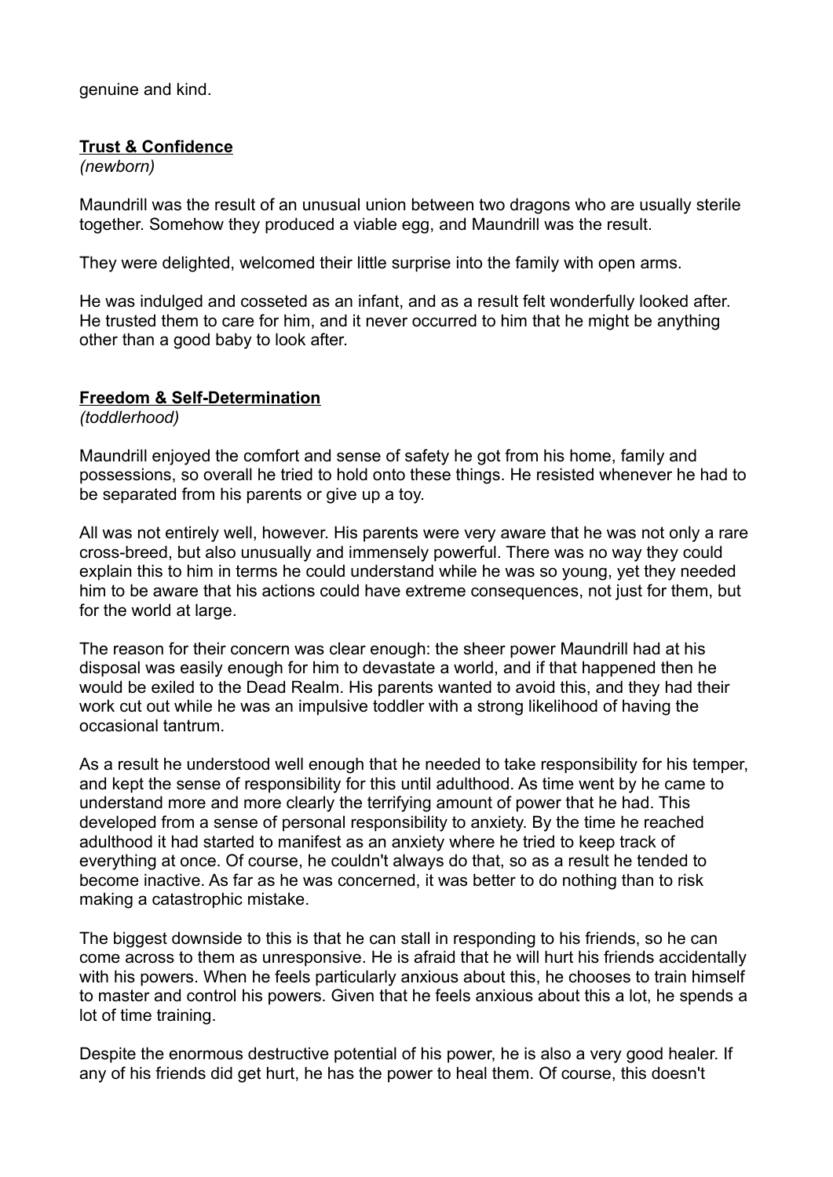genuine and kind.

## Trust & Confidence

*(newborn)*

Maundrill was the result of an unusual union between two dragons who are usually sterile together. Somehow they produced a viable egg, and Maundrill was the result.

They were delighted, welcomed their little surprise into the family with open arms.

He was indulged and cosseted as an infant, and as a result felt wonderfully looked after. He trusted them to care for him, and it never occurred to him that he might be anything other than a good baby to look after.

## Freedom & Self-Determination

*(toddlerhood)*

Maundrill enjoyed the comfort and sense of safety he got from his home, family and possessions, so overall he tried to hold onto these things. He resisted whenever he had to be separated from his parents or give up a toy.

All was not entirely well, however. His parents were very aware that he was not only a rare cross-breed, but also unusually and immensely powerful. There was no way they could explain this to him in terms he could understand while he was so young, yet they needed him to be aware that his actions could have extreme consequences, not just for them, but for the world at large.

The reason for their concern was clear enough: the sheer power Maundrill had at his disposal was easily enough for him to devastate a world, and if that happened then he would be exiled to the Dead Realm. His parents wanted to avoid this, and they had their work cut out while he was an impulsive toddler with a strong likelihood of having the occasional tantrum.

As a result he understood well enough that he needed to take responsibility for his temper, and kept the sense of responsibility for this until adulthood. As time went by he came to understand more and more clearly the terrifying amount of power that he had. This developed from a sense of personal responsibility to anxiety. By the time he reached adulthood it had started to manifest as an anxiety where he tried to keep track of everything at once. Of course, he couldn't always do that, so as a result he tended to become inactive. As far as he was concerned, it was better to do nothing than to risk making a catastrophic mistake.

The biggest downside to this is that he can stall in responding to his friends, so he can come across to them as unresponsive. He is afraid that he will hurt his friends accidentally with his powers. When he feels particularly anxious about this, he chooses to train himself to master and control his powers. Given that he feels anxious about this a lot, he spends a lot of time training.

Despite the enormous destructive potential of his power, he is also a very good healer. If any of his friends did get hurt, he has the power to heal them. Of course, this doesn't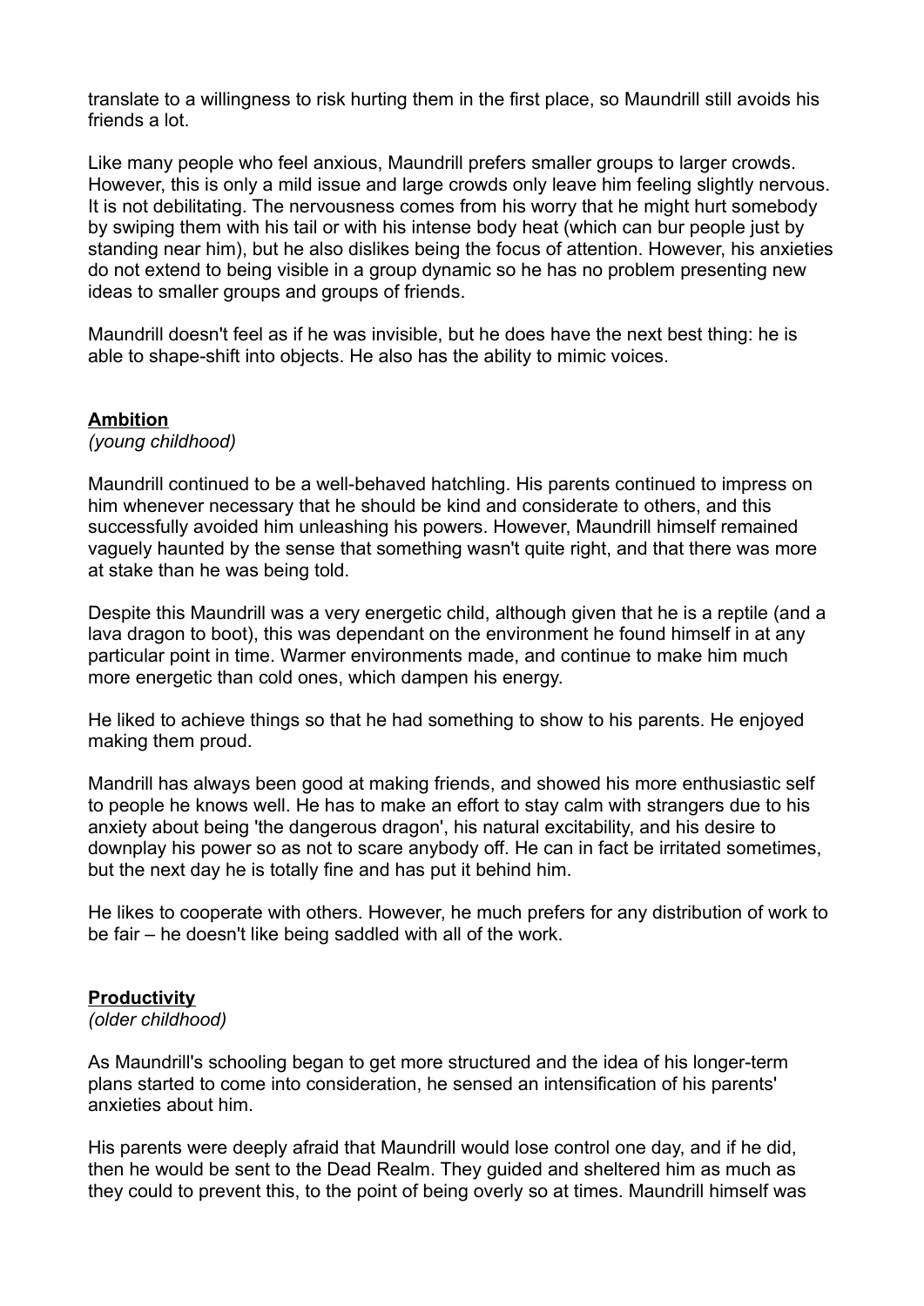translate to a willingness to risk hurting them in the first place, so Maundrill still avoids his friends a lot.

Like many people who feel anxious, Maundrill prefers smaller groups to larger crowds. However, this is only a mild issue and large crowds only leave him feeling slightly nervous. It is not debilitating. The nervousness comes from his worry that he might hurt somebody by swiping them with his tail or with his intense body heat (which can bur people just by standing near him), but he also dislikes being the focus of attention. However, his anxieties do not extend to being visible in a group dynamic so he has no problem presenting new ideas to smaller groups and groups of friends.

Maundrill doesn't feel as if he was invisible, but he does have the next best thing: he is able to shape-shift into objects. He also has the ability to mimic voices.

## **Ambition**

*(young childhood)*

Maundrill continued to be a well-behaved hatchling. His parents continued to impress on him whenever necessary that he should be kind and considerate to others, and this successfully avoided him unleashing his powers. However, Maundrill himself remained vaguely haunted by the sense that something wasn't quite right, and that there was more at stake than he was being told.

Despite this Maundrill was a very energetic child, although given that he is a reptile (and a lava dragon to boot), this was dependant on the environment he found himself in at any particular point in time. Warmer environments made, and continue to make him much more energetic than cold ones, which dampen his energy.

He liked to achieve things so that he had something to show to his parents. He enjoyed making them proud.

Mandrill has always been good at making friends, and showed his more enthusiastic self to people he knows well. He has to make an effort to stay calm with strangers due to his anxiety about being 'the dangerous dragon', his natural excitability, and his desire to downplay his power so as not to scare anybody off. He can in fact be irritated sometimes, but the next day he is totally fine and has put it behind him.

He likes to cooperate with others. However, he much prefers for any distribution of work to be fair – he doesn't like being saddled with all of the work.

## **Productivity**

*(older childhood)*

As Maundrill's schooling began to get more structured and the idea of his longer-term plans started to come into consideration, he sensed an intensification of his parents' anxieties about him.

His parents were deeply afraid that Maundrill would lose control one day, and if he did, then he would be sent to the Dead Realm. They guided and sheltered him as much as they could to prevent this, to the point of being overly so at times. Maundrill himself was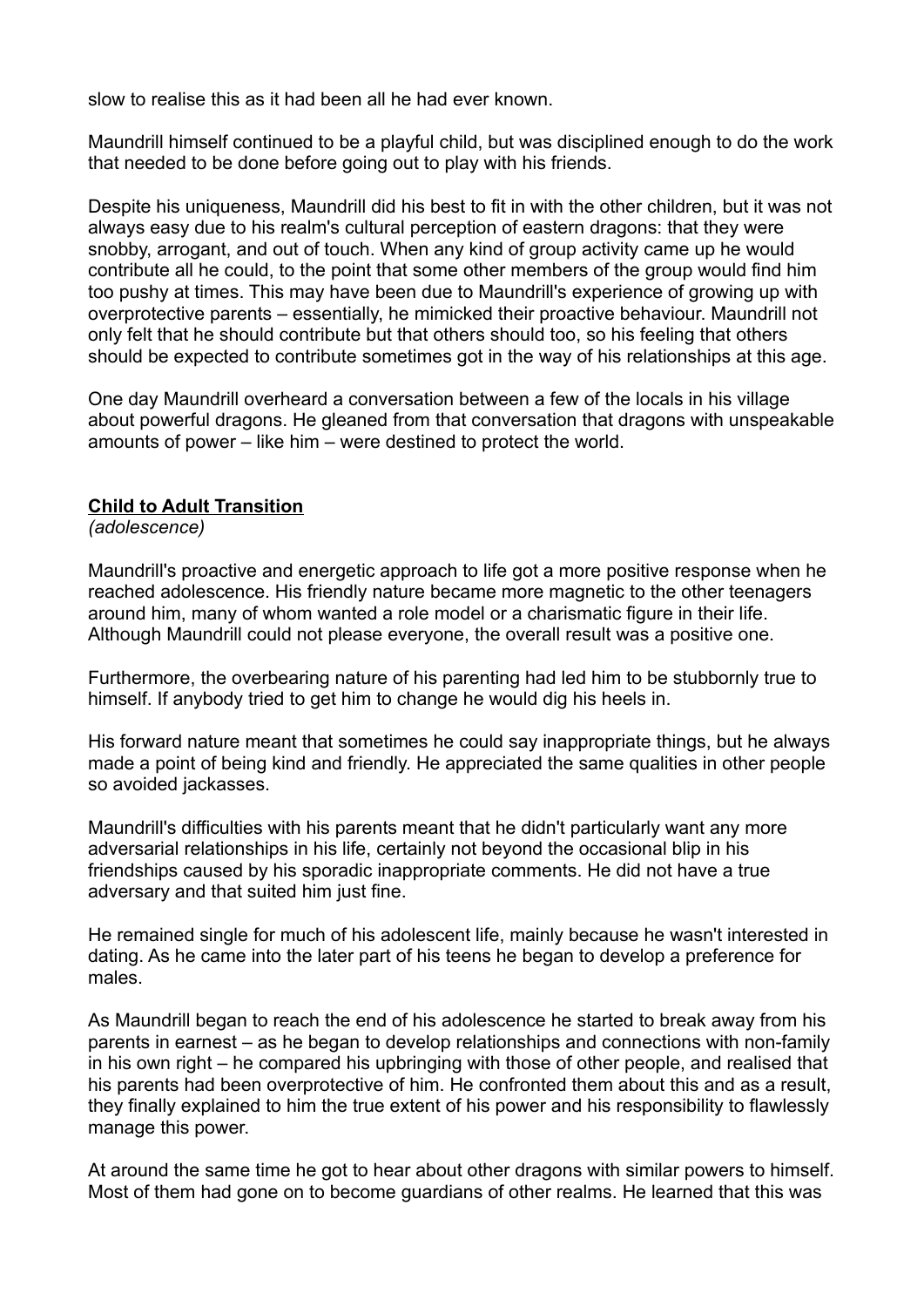slow to realise this as it had been all he had ever known.

Maundrill himself continued to be a playful child, but was disciplined enough to do the work that needed to be done before going out to play with his friends.

Despite his uniqueness, Maundrill did his best to fit in with the other children, but it was not always easy due to his realm's cultural perception of eastern dragons: that they were snobby, arrogant, and out of touch. When any kind of group activity came up he would contribute all he could, to the point that some other members of the group would find him too pushy at times. This may have been due to Maundrill's experience of growing up with overprotective parents – essentially, he mimicked their proactive behaviour. Maundrill not only felt that he should contribute but that others should too, so his feeling that others should be expected to contribute sometimes got in the way of his relationships at this age.

One day Maundrill overheard a conversation between a few of the locals in his village about powerful dragons. He gleaned from that conversation that dragons with unspeakable amounts of power – like him – were destined to protect the world.

## **Child to Adult Transition**

*(adolescence)*

Maundrill's proactive and energetic approach to life got a more positive response when he reached adolescence. His friendly nature became more magnetic to the other teenagers around him, many of whom wanted a role model or a charismatic figure in their life. Although Maundrill could not please everyone, the overall result was a positive one.

Furthermore, the overbearing nature of his parenting had led him to be stubbornly true to himself. If anybody tried to get him to change he would dig his heels in.

His forward nature meant that sometimes he could say inappropriate things, but he always made a point of being kind and friendly. He appreciated the same qualities in other people so avoided jackasses.

Maundrill's difficulties with his parents meant that he didn't particularly want any more adversarial relationships in his life, certainly not beyond the occasional blip in his friendships caused by his sporadic inappropriate comments. He did not have a true adversary and that suited him just fine.

He remained single for much of his adolescent life, mainly because he wasn't interested in dating. As he came into the later part of his teens he began to develop a preference for males.

As Maundrill began to reach the end of his adolescence he started to break away from his parents in earnest – as he began to develop relationships and connections with non-family in his own right – he compared his upbringing with those of other people, and realised that his parents had been overprotective of him. He confronted them about this and as a result, they finally explained to him the true extent of his power and his responsibility to flawlessly manage this power.

At around the same time he got to hear about other dragons with similar powers to himself. Most of them had gone on to become guardians of other realms. He learned that this was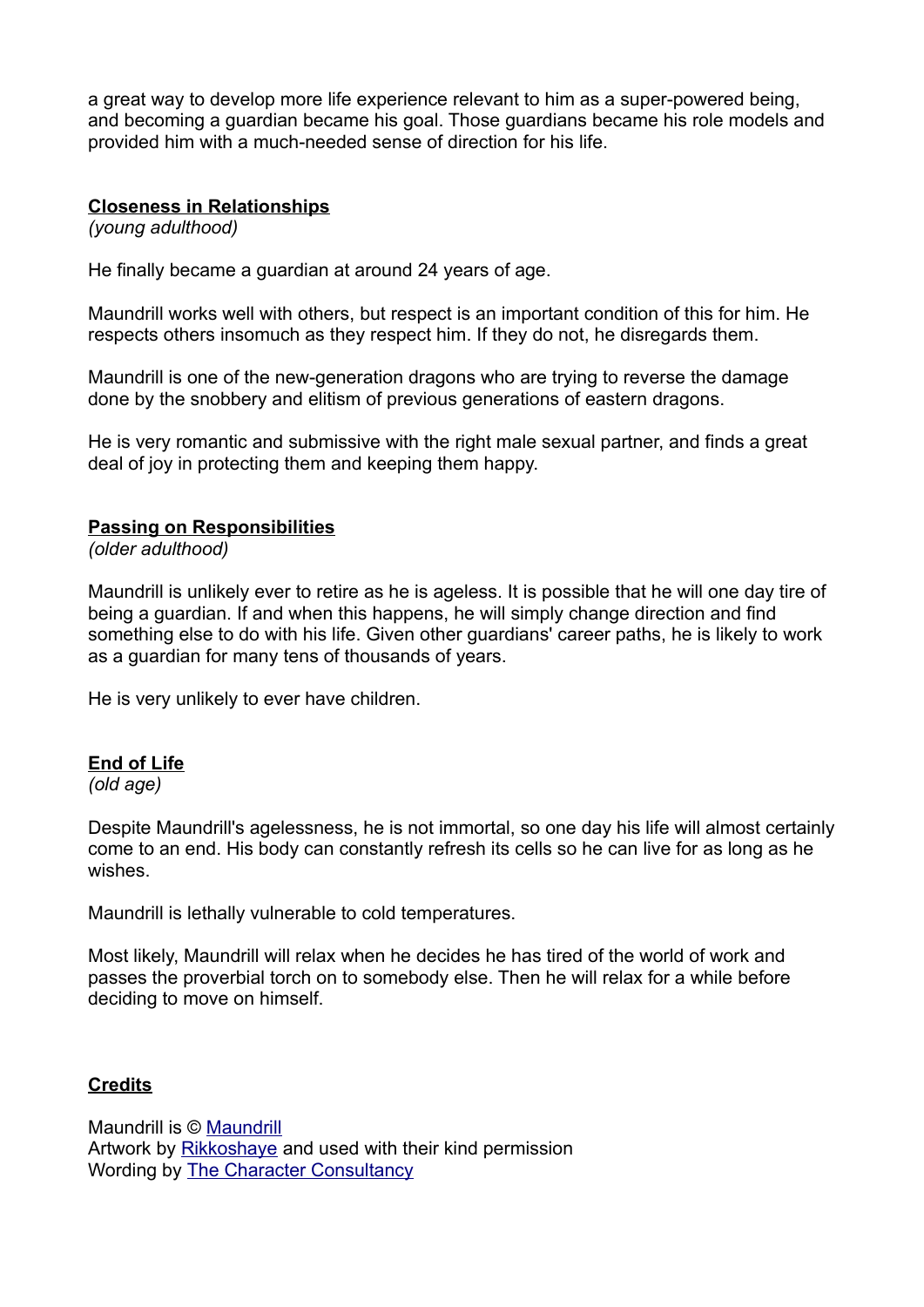a great way to develop more life experience relevant to him as a super-powered being, and becoming a guardian became his goal. Those guardians became his role models and provided him with a much-needed sense of direction for his life.

## Closeness in Relationships

*(young adulthood)*

He finally became a guardian at around 24 years of age.

Maundrill works well with others, but respect is an important condition of this for him. He respects others insomuch as they respect him. If they do not, he disregards them.

Maundrill is one of the new-generation dragons who are trying to reverse the damage done by the snobbery and elitism of previous generations of eastern dragons.

He is very romantic and submissive with the right male sexual partner, and finds a great deal of joy in protecting them and keeping them happy.

## Passing on Responsibilities

*(older adulthood)*

Maundrill is unlikely ever to retire as he is ageless. It is possible that he will one day tire of being a guardian. If and when this happens, he will simply change direction and find something else to do with his life. Given other guardians' career paths, he is likely to work as a guardian for many tens of thousands of years.

He is very unlikely to ever have children.

## End of Life

*(old age)*

Despite Maundrill's agelessness, he is not immortal, so one day his life will almost certainly come to an end. His body can constantly refresh its cells so he can live for as long as he wishes.

Maundrill is lethally vulnerable to cold temperatures.

Most likely, Maundrill will relax when he decides he has tired of the world of work and passes the proverbial torch on to somebody else. Then he will relax for a while before deciding to move on himself.

## Credits

Maundrill is © Maundrill
Artwork by Rikkoshaye and used with their kind permission
Wording by The Character Consultancy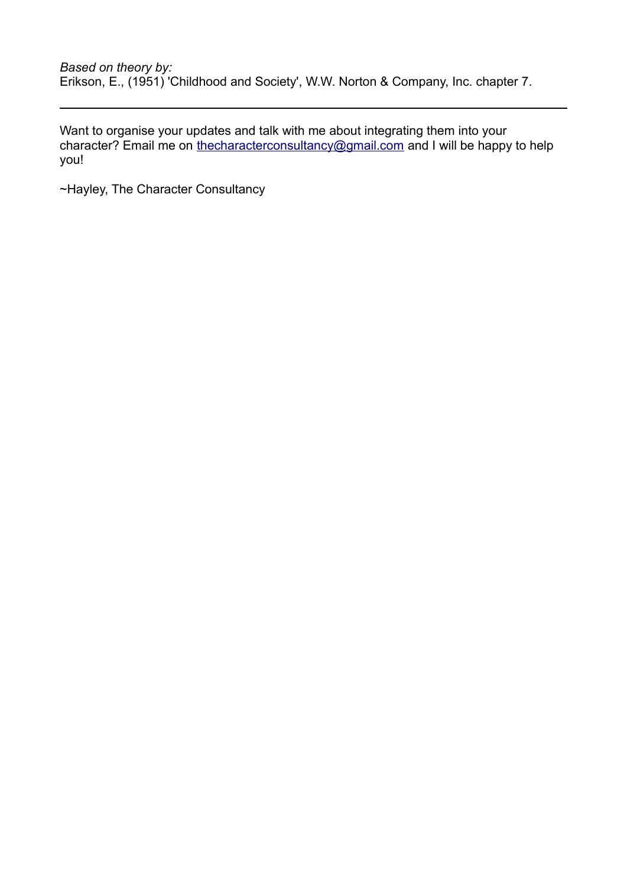*Based on theory by:*
Erikson, E., (1951) 'Childhood and Society', W.W. Norton & Company, Inc. chapter 7.

---

Want to organise your updates and talk with me about integrating them into your character? Email me on thecharacterconsultancy@gmail.com and I will be happy to help you!

~Hayley, The Character Consultancy